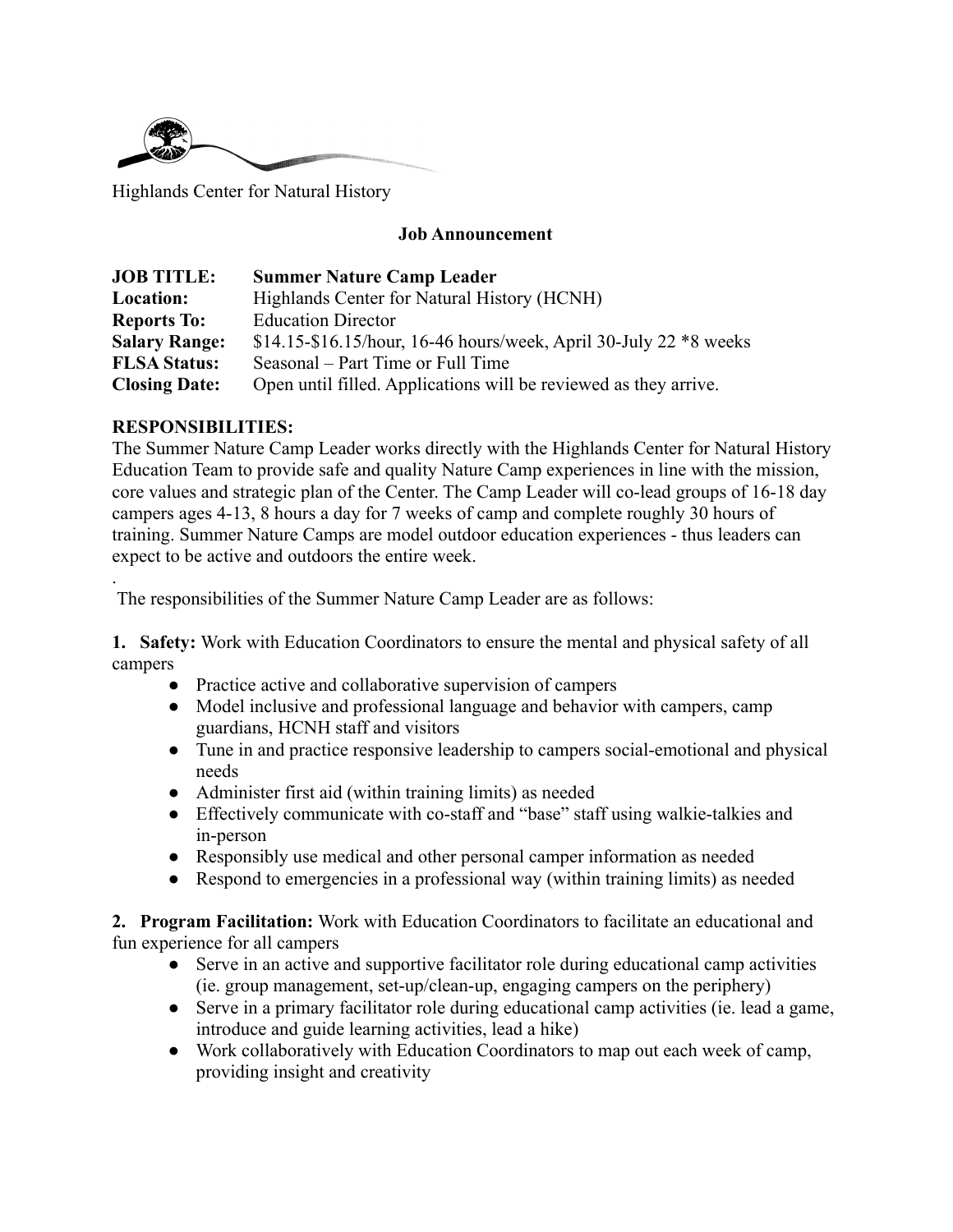Highlands Center for Natural History

**Job Announcement**

| | |
|---|---|
| **JOB TITLE:** | **Summer Nature Camp Leader** |
| **Location:** | Highlands Center for Natural History (HCNH) |
| **Reports To:** | Education Director |
| **Salary Range:** | $14.15-$16.15/hour, 16-46 hours/week, April 30-July 22 *8 weeks |
| **FLSA Status:** | Seasonal – Part Time or Full Time |
| **Closing Date:** | Open until filled. Applications will be reviewed as they arrive. |

**RESPONSIBILITIES:**

The Summer Nature Camp Leader works directly with the Highlands Center for Natural History Education Team to provide safe and quality Nature Camp experiences in line with the mission, core values and strategic plan of the Center. The Camp Leader will co-lead groups of 16-18 day campers ages 4-13, 8 hours a day for 7 weeks of camp and complete roughly 30 hours of training. Summer Nature Camps are model outdoor education experiences - thus leaders can expect to be active and outdoors the entire week.

.

The responsibilities of the Summer Nature Camp Leader are as follows:

**1. Safety:** Work with Education Coordinators to ensure the mental and physical safety of all campers

- Practice active and collaborative supervision of campers
- Model inclusive and professional language and behavior with campers, camp guardians, HCNH staff and visitors
- Tune in and practice responsive leadership to campers social-emotional and physical needs
- Administer first aid (within training limits) as needed
- Effectively communicate with co-staff and "base" staff using walkie-talkies and in-person
- Responsibly use medical and other personal camper information as needed
- Respond to emergencies in a professional way (within training limits) as needed

**2. Program Facilitation:** Work with Education Coordinators to facilitate an educational and fun experience for all campers

- Serve in an active and supportive facilitator role during educational camp activities (ie. group management, set-up/clean-up, engaging campers on the periphery)
- Serve in a primary facilitator role during educational camp activities (ie. lead a game, introduce and guide learning activities, lead a hike)
- Work collaboratively with Education Coordinators to map out each week of camp, providing insight and creativity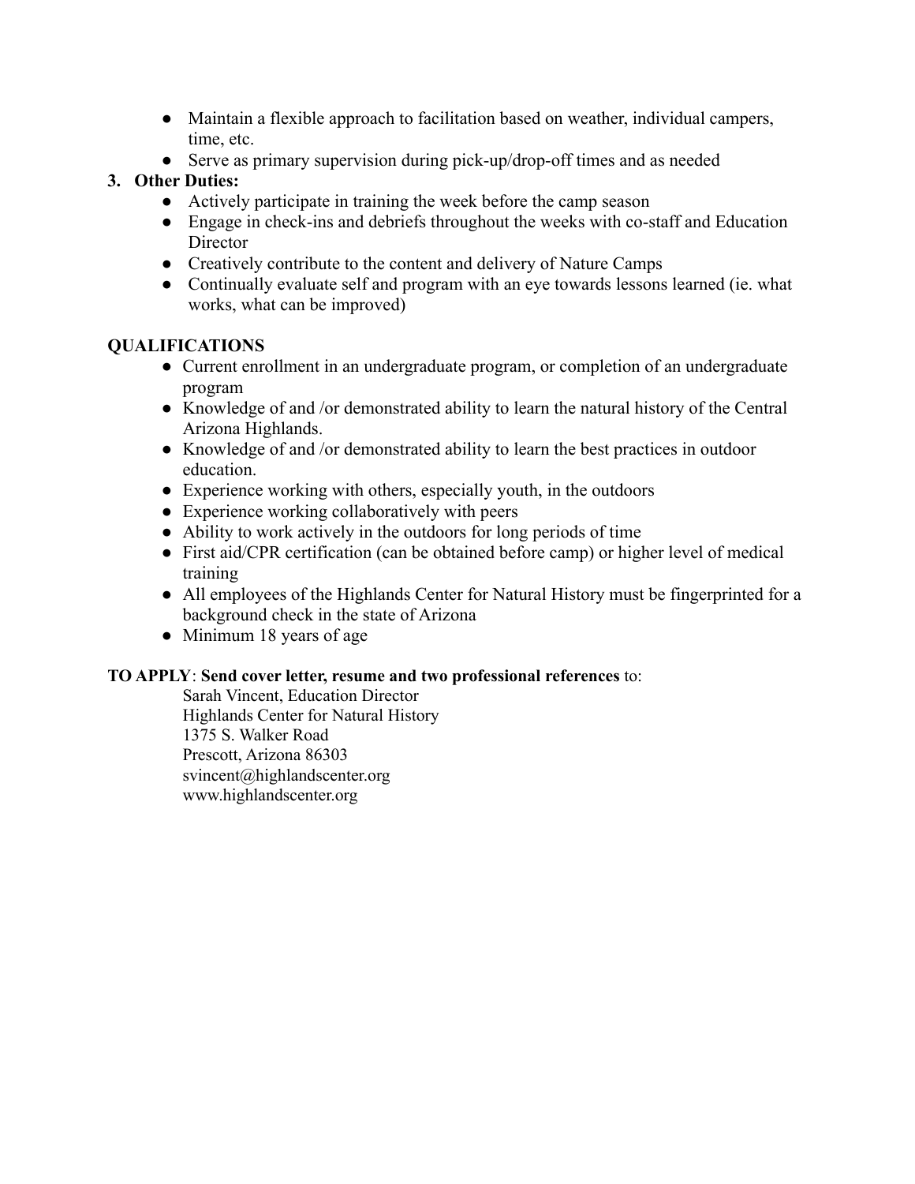- Maintain a flexible approach to facilitation based on weather, individual campers, time, etc.
- Serve as primary supervision during pick-up/drop-off times and as needed

3. **Other Duties:**
    - Actively participate in training the week before the camp season
    - Engage in check-ins and debriefs throughout the weeks with co-staff and Education Director
    - Creatively contribute to the content and delivery of Nature Camps
    - Continually evaluate self and program with an eye towards lessons learned (ie. what works, what can be improved)

**QUALIFICATIONS**

- Current enrollment in an undergraduate program, or completion of an undergraduate program
- Knowledge of and /or demonstrated ability to learn the natural history of the Central Arizona Highlands.
- Knowledge of and /or demonstrated ability to learn the best practices in outdoor education.
- Experience working with others, especially youth, in the outdoors
- Experience working collaboratively with peers
- Ability to work actively in the outdoors for long periods of time
- First aid/CPR certification (can be obtained before camp) or higher level of medical training
- All employees of the Highlands Center for Natural History must be fingerprinted for a background check in the state of Arizona
- Minimum 18 years of age

**TO APPLY**: **Send cover letter, resume and two professional references** to:

Sarah Vincent, Education Director
Highlands Center for Natural History
1375 S. Walker Road
Prescott, Arizona 86303
svincent@highlandscenter.org
www.highlandscenter.org